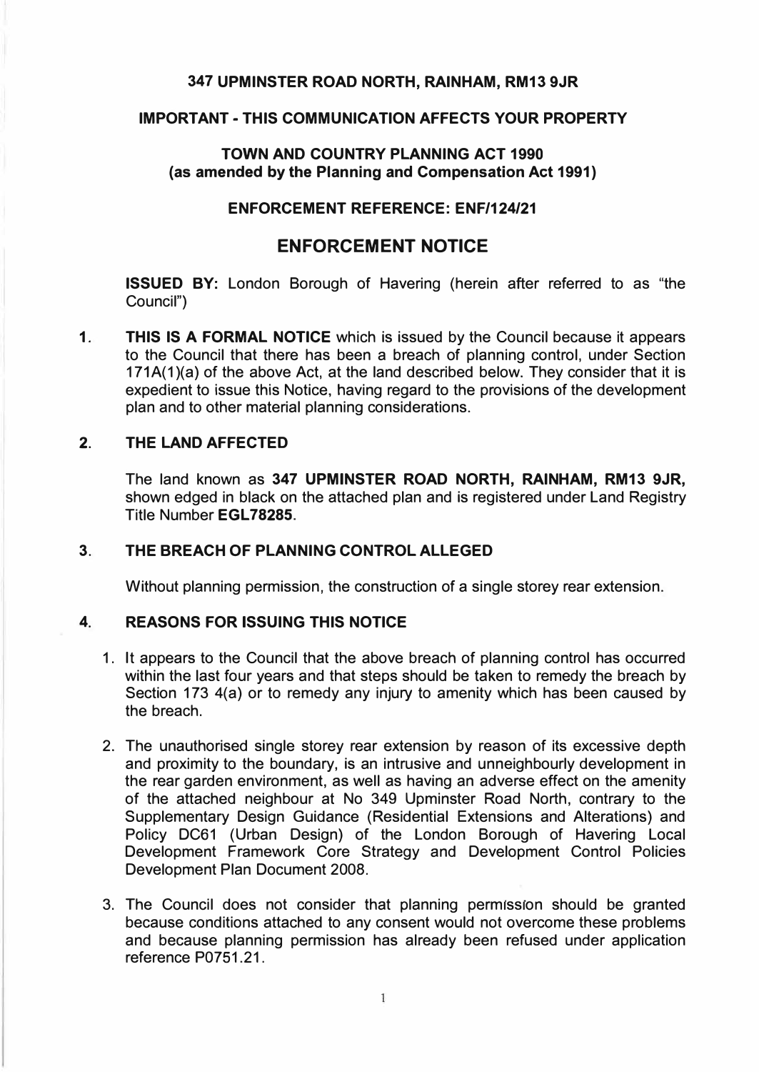**347 UPMINSTER ROAD NORTH, RAINHAM, RM13 9JR**

**IMPORTANT - THIS COMMUNICATION AFFECTS YOUR PROPERTY**

**TOWN AND COUNTRY PLANNING ACT 1990**
**(as amended by the Planning and Compensation Act 1991)**

**ENFORCEMENT REFERENCE: ENF/124/21**

# ENFORCEMENT NOTICE

**ISSUED BY:** London Borough of Havering (herein after referred to as "the Council")

**1. THIS IS A FORMAL NOTICE** which is issued by the Council because it appears to the Council that there has been a breach of planning control, under Section 171A(1)(a) of the above Act, at the land described below. They consider that it is expedient to issue this Notice, having regard to the provisions of the development plan and to other material planning considerations.

## 2. THE LAND AFFECTED

The land known as **347 UPMINSTER ROAD NORTH, RAINHAM, RM13 9JR,** shown edged in black on the attached plan and is registered under Land Registry Title Number **EGL78285**.

## 3. THE BREACH OF PLANNING CONTROL ALLEGED

Without planning permission, the construction of a single storey rear extension.

## 4. REASONS FOR ISSUING THIS NOTICE

1. It appears to the Council that the above breach of planning control has occurred within the last four years and that steps should be taken to remedy the breach by Section 173 4(a) or to remedy any injury to amenity which has been caused by the breach.

2. The unauthorised single storey rear extension by reason of its excessive depth and proximity to the boundary, is an intrusive and unneighbourly development in the rear garden environment, as well as having an adverse effect on the amenity of the attached neighbour at No 349 Upminster Road North, contrary to the Supplementary Design Guidance (Residential Extensions and Alterations) and Policy DC61 (Urban Design) of the London Borough of Havering Local Development Framework Core Strategy and Development Control Policies Development Plan Document 2008.

3. The Council does not consider that planning permission should be granted because conditions attached to any consent would not overcome these problems and because planning permission has already been refused under application reference P0751.21.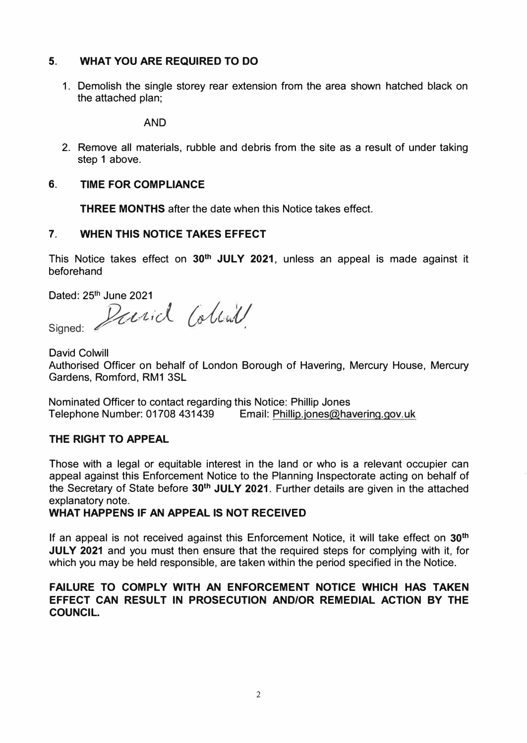## 5. WHAT YOU ARE REQUIRED TO DO

1. Demolish the single storey rear extension from the area shown hatched black on the attached plan;

   AND

2. Remove all materials, rubble and debris from the site as a result of under taking step 1 above.

## 6. TIME FOR COMPLIANCE

**THREE MONTHS** after the date when this Notice takes effect.

## 7. WHEN THIS NOTICE TAKES EFFECT

This Notice takes effect on **30th JULY 2021**, unless an appeal is made against it beforehand

Dated: 25th June 2021

Signed: David Colwill

David Colwill
Authorised Officer on behalf of London Borough of Havering, Mercury House, Mercury Gardens, Romford, RM1 3SL

Nominated Officer to contact regarding this Notice: Phillip Jones
Telephone Number: 01708 431439 Email: Phillip.jones@havering.gov.uk

## THE RIGHT TO APPEAL

Those with a legal or equitable interest in the land or who is a relevant occupier can appeal against this Enforcement Notice to the Planning Inspectorate acting on behalf of the Secretary of State before **30th JULY 2021**. Further details are given in the attached explanatory note.

## WHAT HAPPENS IF AN APPEAL IS NOT RECEIVED

If an appeal is not received against this Enforcement Notice, it will take effect on **30th JULY 2021** and you must then ensure that the required steps for complying with it, for which you may be held responsible, are taken within the period specified in the Notice.

**FAILURE TO COMPLY WITH AN ENFORCEMENT NOTICE WHICH HAS TAKEN EFFECT CAN RESULT IN PROSECUTION AND/OR REMEDIAL ACTION BY THE COUNCIL.**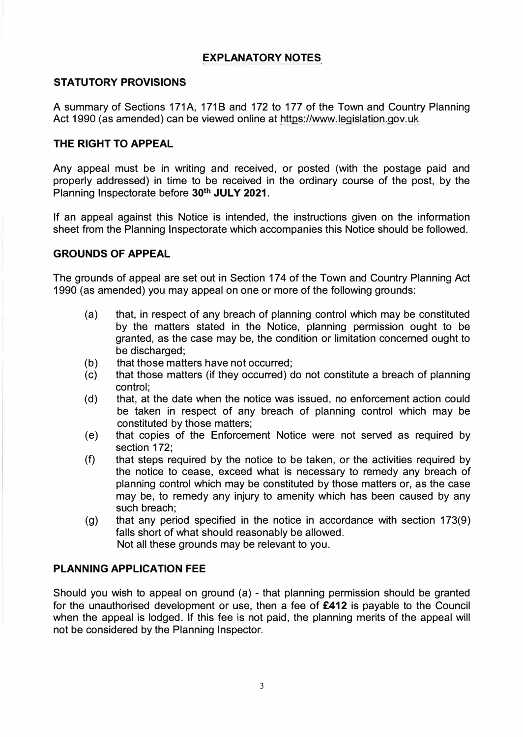# EXPLANATORY NOTES

## STATUTORY PROVISIONS

A summary of Sections 171A, 171B and 172 to 177 of the Town and Country Planning Act 1990 (as amended) can be viewed online at https://www.legislation.gov.uk

## THE RIGHT TO APPEAL

Any appeal must be in writing and received, or posted (with the postage paid and properly addressed) in time to be received in the ordinary course of the post, by the Planning Inspectorate before **30th JULY 2021**.

If an appeal against this Notice is intended, the instructions given on the information sheet from the Planning Inspectorate which accompanies this Notice should be followed.

## GROUNDS OF APPEAL

The grounds of appeal are set out in Section 174 of the Town and Country Planning Act 1990 (as amended) you may appeal on one or more of the following grounds:

- (a) that, in respect of any breach of planning control which may be constituted by the matters stated in the Notice, planning permission ought to be granted, as the case may be, the condition or limitation concerned ought to be discharged;
- (b) that those matters have not occurred;
- (c) that those matters (if they occurred) do not constitute a breach of planning control;
- (d) that, at the date when the notice was issued, no enforcement action could be taken in respect of any breach of planning control which may be constituted by those matters;
- (e) that copies of the Enforcement Notice were not served as required by section 172;
- (f) that steps required by the notice to be taken, or the activities required by the notice to cease, exceed what is necessary to remedy any breach of planning control which may be constituted by those matters or, as the case may be, to remedy any injury to amenity which has been caused by any such breach;
- (g) that any period specified in the notice in accordance with section 173(9) falls short of what should reasonably be allowed.

Not all these grounds may be relevant to you.

## PLANNING APPLICATION FEE

Should you wish to appeal on ground (a) - that planning permission should be granted for the unauthorised development or use, then a fee of **£412** is payable to the Council when the appeal is lodged. If this fee is not paid, the planning merits of the appeal will not be considered by the Planning Inspector.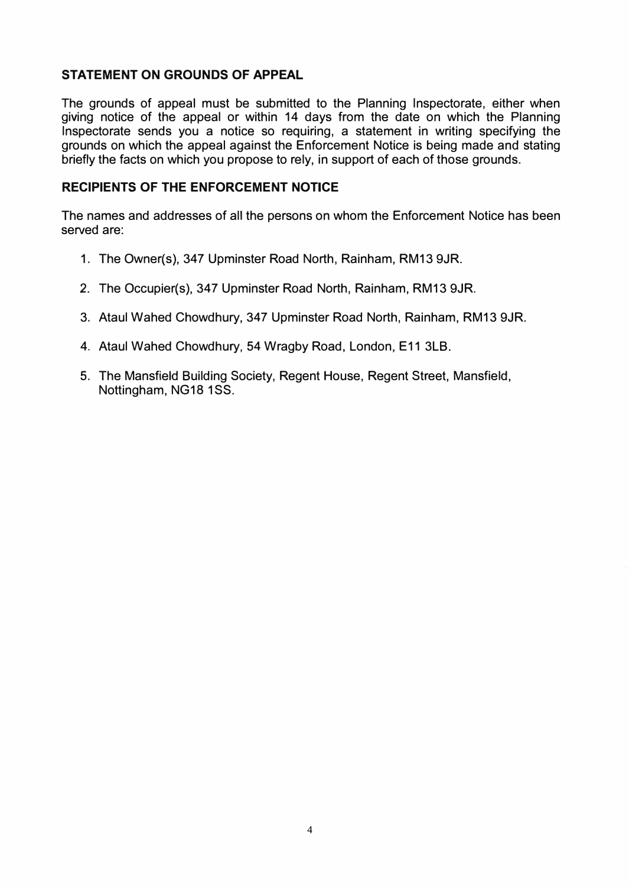## STATEMENT ON GROUNDS OF APPEAL

The grounds of appeal must be submitted to the Planning Inspectorate, either when giving notice of the appeal or within 14 days from the date on which the Planning Inspectorate sends you a notice so requiring, a statement in writing specifying the grounds on which the appeal against the Enforcement Notice is being made and stating briefly the facts on which you propose to rely, in support of each of those grounds.

## RECIPIENTS OF THE ENFORCEMENT NOTICE

The names and addresses of all the persons on whom the Enforcement Notice has been served are:

1. The Owner(s), 347 Upminster Road North, Rainham, RM13 9JR.
2. The Occupier(s), 347 Upminster Road North, Rainham, RM13 9JR.
3. Ataul Wahed Chowdhury, 347 Upminster Road North, Rainham, RM13 9JR.
4. Ataul Wahed Chowdhury, 54 Wragby Road, London, E11 3LB.
5. The Mansfield Building Society, Regent House, Regent Street, Mansfield, Nottingham, NG18 1SS.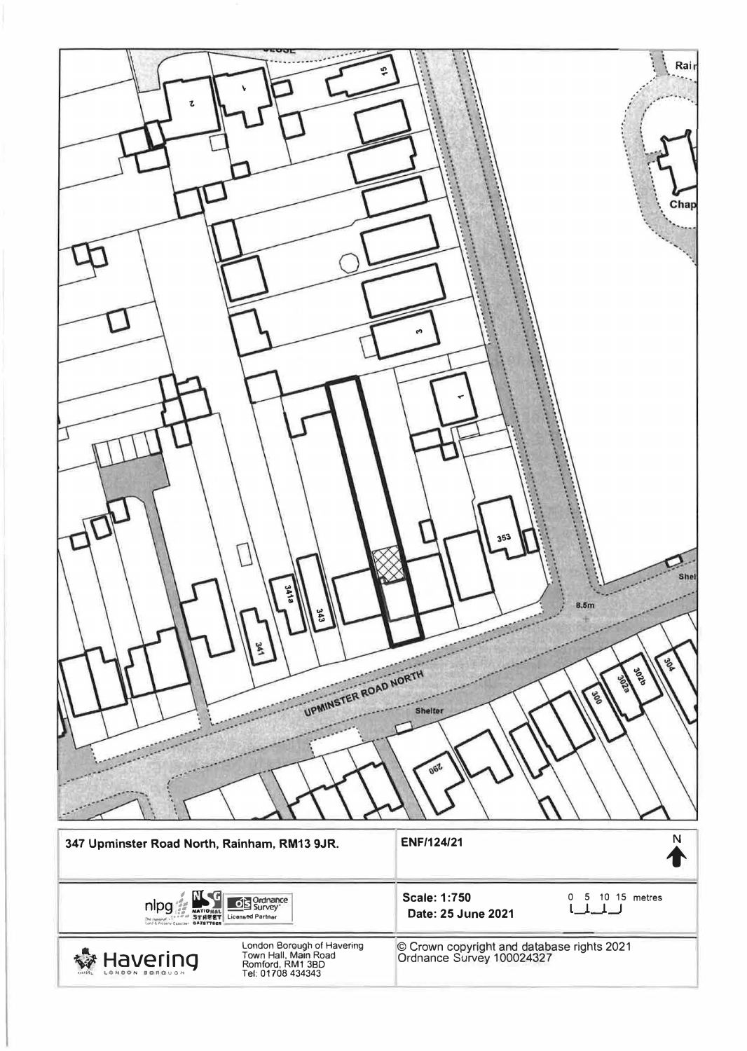347 Upminster Road North, Rainham, RM13 9JR.

ENF/124/21

N

Scale: 1:750

Date: 25 June 2021

0 5 10 15 metres

London Borough of Havering
Town Hall, Main Road
Romford, RM1 3BD
Tel: 01708 434343

© Crown copyright and database rights 2021
Ordnance Survey 100024327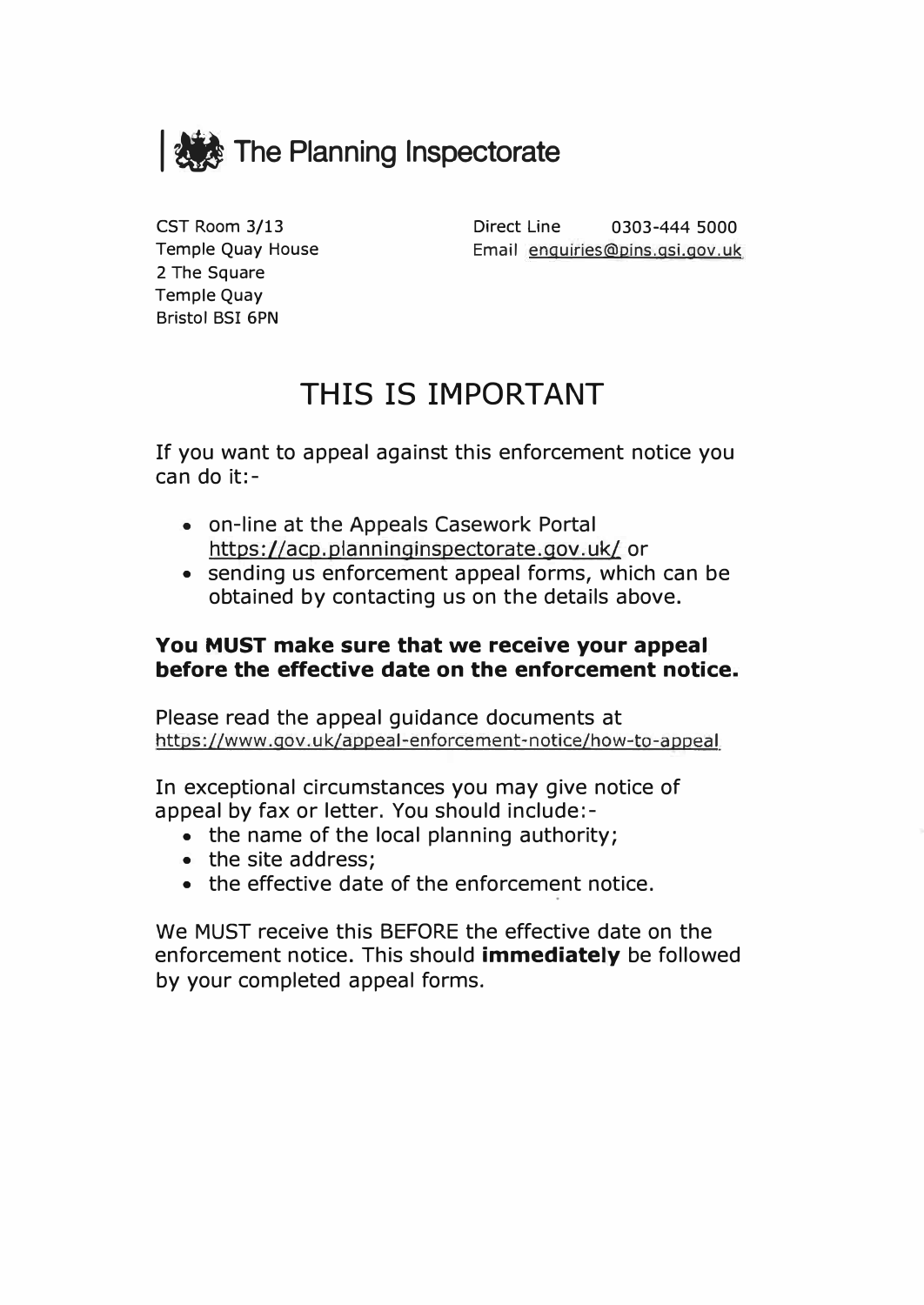The Planning Inspectorate

CST Room 3/13
Temple Quay House
2 The Square
Temple Quay
Bristol BSI 6PN

Direct Line 0303-444 5000
Email enquiries@pins.gsi.gov.uk

# THIS IS IMPORTANT

If you want to appeal against this enforcement notice you can do it:-

- on-line at the Appeals Casework Portal https://acp.planninginspectorate.gov.uk/ or
- sending us enforcement appeal forms, which can be obtained by contacting us on the details above.

**You MUST make sure that we receive your appeal before the effective date on the enforcement notice.**

Please read the appeal guidance documents at https://www.gov.uk/appeal-enforcement-notice/how-to-appeal

In exceptional circumstances you may give notice of appeal by fax or letter. You should include:-

- the name of the local planning authority;
- the site address;
- the effective date of the enforcement notice.

We MUST receive this BEFORE the effective date on the enforcement notice. This should **immediately** be followed by your completed appeal forms.